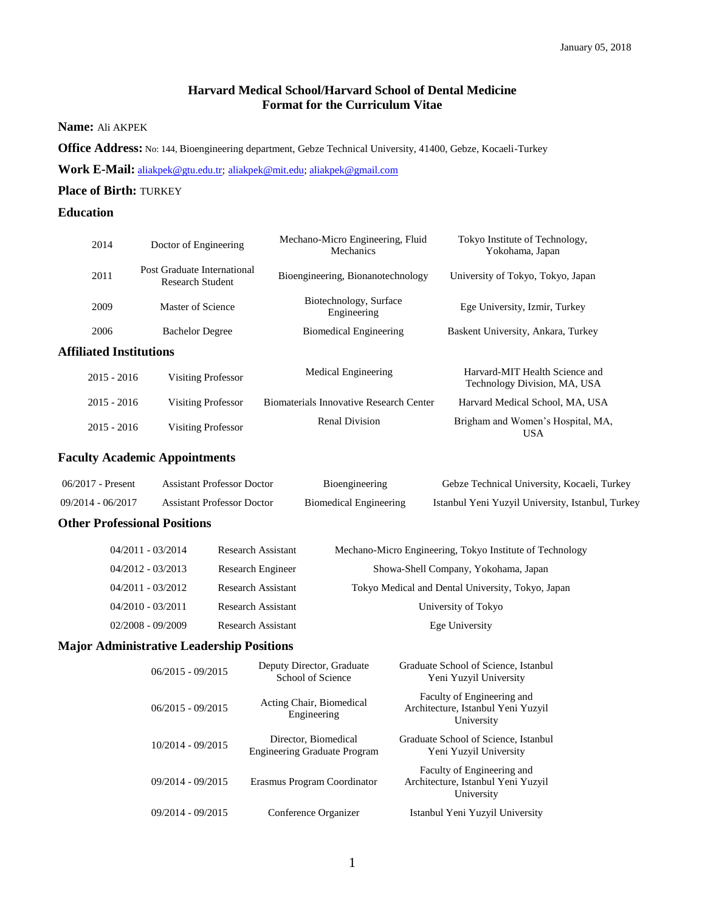January 05, 2018

**Harvard Medical School/Harvard School of Dental Medicine**
**Format for the Curriculum Vitae**

**Name:** Ali AKPEK

**Office Address:** No: 144, Bioengineering department, Gebze Technical University, 41400, Gebze, Kocaeli-Turkey

**Work E-Mail:** aliakpek@gtu.edu.tr; aliakpek@mit.edu; aliakpek@gmail.com

**Place of Birth:** TURKEY

## Education

| | | | |
|---|---|---|---|
| 2014 | Doctor of Engineering | Mechano-Micro Engineering, Fluid Mechanics | Tokyo Institute of Technology, Yokohama, Japan |
| 2011 | Post Graduate International Research Student | Bioengineering, Bionanotechnology | University of Tokyo, Tokyo, Japan |
| 2009 | Master of Science | Biotechnology, Surface Engineering | Ege University, Izmir, Turkey |
| 2006 | Bachelor Degree | Biomedical Engineering | Baskent University, Ankara, Turkey |

## Affiliated Institutions

| | | | |
|---|---|---|---|
| 2015 - 2016 | Visiting Professor | Medical Engineering | Harvard-MIT Health Science and Technology Division, MA, USA |
| 2015 - 2016 | Visiting Professor | Biomaterials Innovative Research Center | Harvard Medical School, MA, USA |
| 2015 - 2016 | Visiting Professor | Renal Division | Brigham and Women's Hospital, MA, USA |

## Faculty Academic Appointments

| | | | |
|---|---|---|---|
| 06/2017 - Present | Assistant Professor Doctor | Bioengineering | Gebze Technical University, Kocaeli, Turkey |
| 09/2014 - 06/2017 | Assistant Professor Doctor | Biomedical Engineering | Istanbul Yeni Yuzyil University, Istanbul, Turkey |

## Other Professional Positions

| | | |
|---|---|---|
| 04/2011 - 03/2014 | Research Assistant | Mechano-Micro Engineering, Tokyo Institute of Technology |
| 04/2012 - 03/2013 | Research Engineer | Showa-Shell Company, Yokohama, Japan |
| 04/2011 - 03/2012 | Research Assistant | Tokyo Medical and Dental University, Tokyo, Japan |
| 04/2010 - 03/2011 | Research Assistant | University of Tokyo |
| 02/2008 - 09/2009 | Research Assistant | Ege University |

## Major Administrative Leadership Positions

| | | |
|---|---|---|
| 06/2015 - 09/2015 | Deputy Director, Graduate School of Science | Graduate School of Science, Istanbul Yeni Yuzyil University |
| 06/2015 - 09/2015 | Acting Chair, Biomedical Engineering | Faculty of Engineering and Architecture, Istanbul Yeni Yuzyil University |
| 10/2014 - 09/2015 | Director, Biomedical Engineering Graduate Program | Graduate School of Science, Istanbul Yeni Yuzyil University |
| 09/2014 - 09/2015 | Erasmus Program Coordinator | Faculty of Engineering and Architecture, Istanbul Yeni Yuzyil University |
| 09/2014 - 09/2015 | Conference Organizer | Istanbul Yeni Yuzyil University |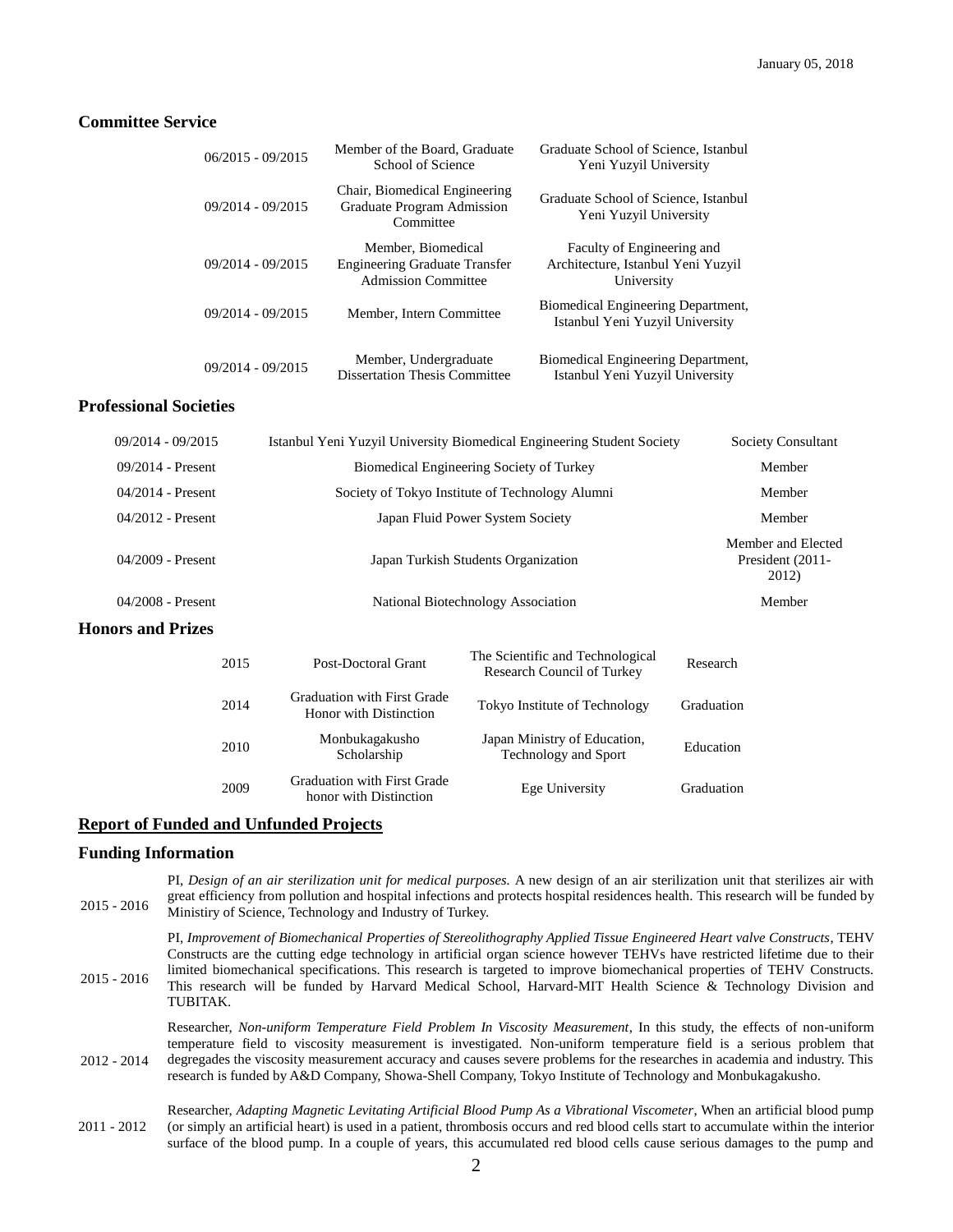January 05, 2018

### Committee Service

| | | |
|---|---|---|
| 06/2015 - 09/2015 | Member of the Board, Graduate School of Science | Graduate School of Science, Istanbul Yeni Yuzyil University |
| 09/2014 - 09/2015 | Chair, Biomedical Engineering Graduate Program Admission Committee | Graduate School of Science, Istanbul Yeni Yuzyil University |
| 09/2014 - 09/2015 | Member, Biomedical Engineering Graduate Transfer Admission Committee | Faculty of Engineering and Architecture, Istanbul Yeni Yuzyil University |
| 09/2014 - 09/2015 | Member, Intern Committee | Biomedical Engineering Department, Istanbul Yeni Yuzyil University |
| 09/2014 - 09/2015 | Member, Undergraduate Dissertation Thesis Committee | Biomedical Engineering Department, Istanbul Yeni Yuzyil University |

### Professional Societies

| | | |
|---|---|---|
| 09/2014 - 09/2015 | Istanbul Yeni Yuzyil University Biomedical Engineering Student Society | Society Consultant |
| 09/2014 - Present | Biomedical Engineering Society of Turkey | Member |
| 04/2014 - Present | Society of Tokyo Institute of Technology Alumni | Member |
| 04/2012 - Present | Japan Fluid Power System Society | Member |
| 04/2009 - Present | Japan Turkish Students Organization | Member and Elected President (2011-2012) |
| 04/2008 - Present | National Biotechnology Association | Member |

### Honors and Prizes

| | | | |
|---|---|---|---|
| 2015 | Post-Doctoral Grant | The Scientific and Technological Research Council of Turkey | Research |
| 2014 | Graduation with First Grade Honor with Distinction | Tokyo Institute of Technology | Graduation |
| 2010 | Monbukagakusho Scholarship | Japan Ministry of Education, Technology and Sport | Education |
| 2009 | Graduation with First Grade honor with Distinction | Ege University | Graduation |

## Report of Funded and Unfunded Projects

### Funding Information

2015 - 2016 PI, *Design of an air sterilization unit for medical purposes.* A new design of an air sterilization unit that sterilizes air with great efficiency from pollution and hospital infections and protects hospital residences health. This research will be funded by Ministiry of Science, Technology and Industry of Turkey.

2015 - 2016 PI, *Improvement of Biomechanical Properties of Stereolithography Applied Tissue Engineered Heart valve Constructs*, TEHV Constructs are the cutting edge technology in artificial organ science however TEHVs have restricted lifetime due to their limited biomechanical specifications. This research is targeted to improve biomechanical properties of TEHV Constructs. This research will be funded by Harvard Medical School, Harvard-MIT Health Science & Technology Division and TUBITAK.

2012 - 2014 Researcher, *Non-uniform Temperature Field Problem In Viscosity Measurement*, In this study, the effects of non-uniform temperature field to viscosity measurement is investigated. Non-uniform temperature field is a serious problem that degregades the viscosity measurement accuracy and causes severe problems for the researches in academia and industry. This research is funded by A&D Company, Showa-Shell Company, Tokyo Institute of Technology and Monbukagakusho.

2011 - 2012 Researcher, *Adapting Magnetic Levitating Artificial Blood Pump As a Vibrational Viscometer*, When an artificial blood pump (or simply an artificial heart) is used in a patient, thrombosis occurs and red blood cells start to accumulate within the interior surface of the blood pump. In a couple of years, this accumulated red blood cells cause serious damages to the pump and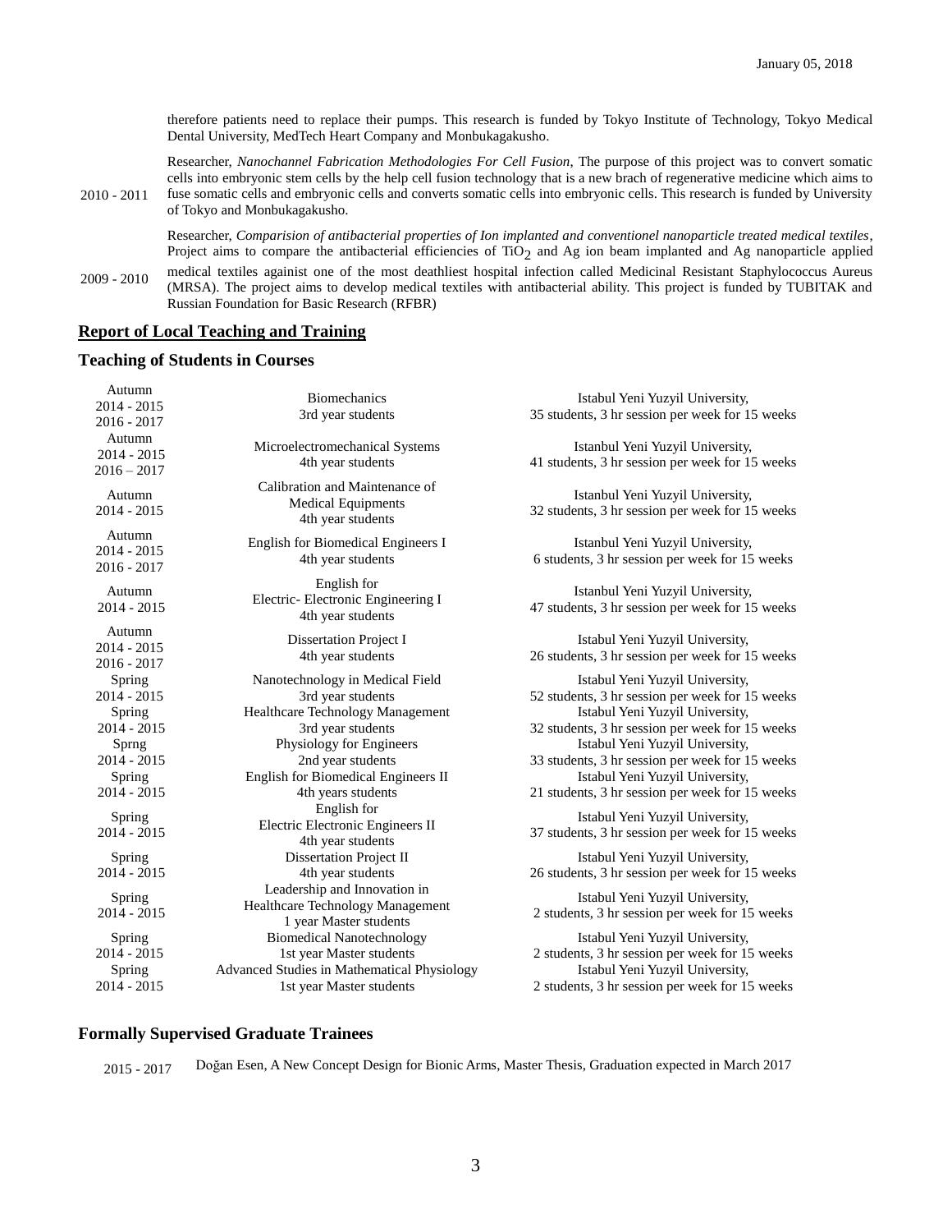therefore patients need to replace their pumps. This research is funded by Tokyo Institute of Technology, Tokyo Medical Dental University, MedTech Heart Company and Monbukagakusho.

2010 - 2011 Researcher, *Nanochannel Fabrication Methodologies For Cell Fusion*, The purpose of this project was to convert somatic cells into embryonic stem cells by the help cell fusion technology that is a new brach of regenerative medicine which aims to fuse somatic cells and embryonic cells and converts somatic cells into embryonic cells. This research is funded by University of Tokyo and Monbukagakusho.

2009 - 2010 Researcher, *Comparision of antibacterial properties of Ion implanted and conventionel nanoparticle treated medical textiles*, Project aims to compare the antibacterial efficiencies of $TiO_2$ and Ag ion beam implanted and Ag nanoparticle applied medical textiles againist one of the most deathliest hospital infection called Medicinal Resistant Staphylococcus Aureus (MRSA). The project aims to develop medical textiles with antibacterial ability. This project is funded by TUBITAK and Russian Foundation for Basic Research (RFBR)

## Report of Local Teaching and Training

### Teaching of Students in Courses

| Term | Course | Details |
|---|---|---|
| Autumn 2014 - 2015 2016 - 2017 | Biomechanics 3rd year students | Istabul Yeni Yuzyil University, 35 students, 3 hr session per week for 15 weeks |
| Autumn 2014 - 2015 2016 – 2017 | Microelectromechanical Systems 4th year students | Istanbul Yeni Yuzyil University, 41 students, 3 hr session per week for 15 weeks |
| Autumn 2014 - 2015 | Calibration and Maintenance of Medical Equipments 4th year students | Istanbul Yeni Yuzyil University, 32 students, 3 hr session per week for 15 weeks |
| Autumn 2014 - 2015 2016 - 2017 | English for Biomedical Engineers I 4th year students | Istanbul Yeni Yuzyil University, 6 students, 3 hr session per week for 15 weeks |
| Autumn 2014 - 2015 | English for Electric- Electronic Engineering I 4th year students | Istanbul Yeni Yuzyil University, 47 students, 3 hr session per week for 15 weeks |
| Autumn 2014 - 2015 2016 - 2017 | Dissertation Project I 4th year students | Istabul Yeni Yuzyil University, 26 students, 3 hr session per week for 15 weeks |
| Spring 2014 - 2015 | Nanotechnology in Medical Field 3rd year students | Istabul Yeni Yuzyil University, 52 students, 3 hr session per week for 15 weeks |
| Spring 2014 - 2015 | Healthcare Technology Management 3rd year students | Istabul Yeni Yuzyil University, 32 students, 3 hr session per week for 15 weeks |
| Sprng 2014 - 2015 | Physiology for Engineers 2nd year students | Istabul Yeni Yuzyil University, 33 students, 3 hr session per week for 15 weeks |
| Spring 2014 - 2015 | English for Biomedical Engineers II 4th years students | Istabul Yeni Yuzyil University, 21 students, 3 hr session per week for 15 weeks |
| Spring 2014 - 2015 | English for Electric Electronic Engineers II 4th year students | Istabul Yeni Yuzyil University, 37 students, 3 hr session per week for 15 weeks |
| Spring 2014 - 2015 | Dissertation Project II 4th year students | Istabul Yeni Yuzyil University, 26 students, 3 hr session per week for 15 weeks |
| Spring 2014 - 2015 | Leadership and Innovation in Healthcare Technology Management 1 year Master students | Istabul Yeni Yuzyil University, 2 students, 3 hr session per week for 15 weeks |
| Spring 2014 - 2015 | Biomedical Nanotechnology 1st year Master students | Istabul Yeni Yuzyil University, 2 students, 3 hr session per week for 15 weeks |
| Spring 2014 - 2015 | Advanced Studies in Mathematical Physiology 1st year Master students | Istabul Yeni Yuzyil University, 2 students, 3 hr session per week for 15 weeks |

### Formally Supervised Graduate Trainees

2015 - 2017 Doğan Esen, A New Concept Design for Bionic Arms, Master Thesis, Graduation expected in March 2017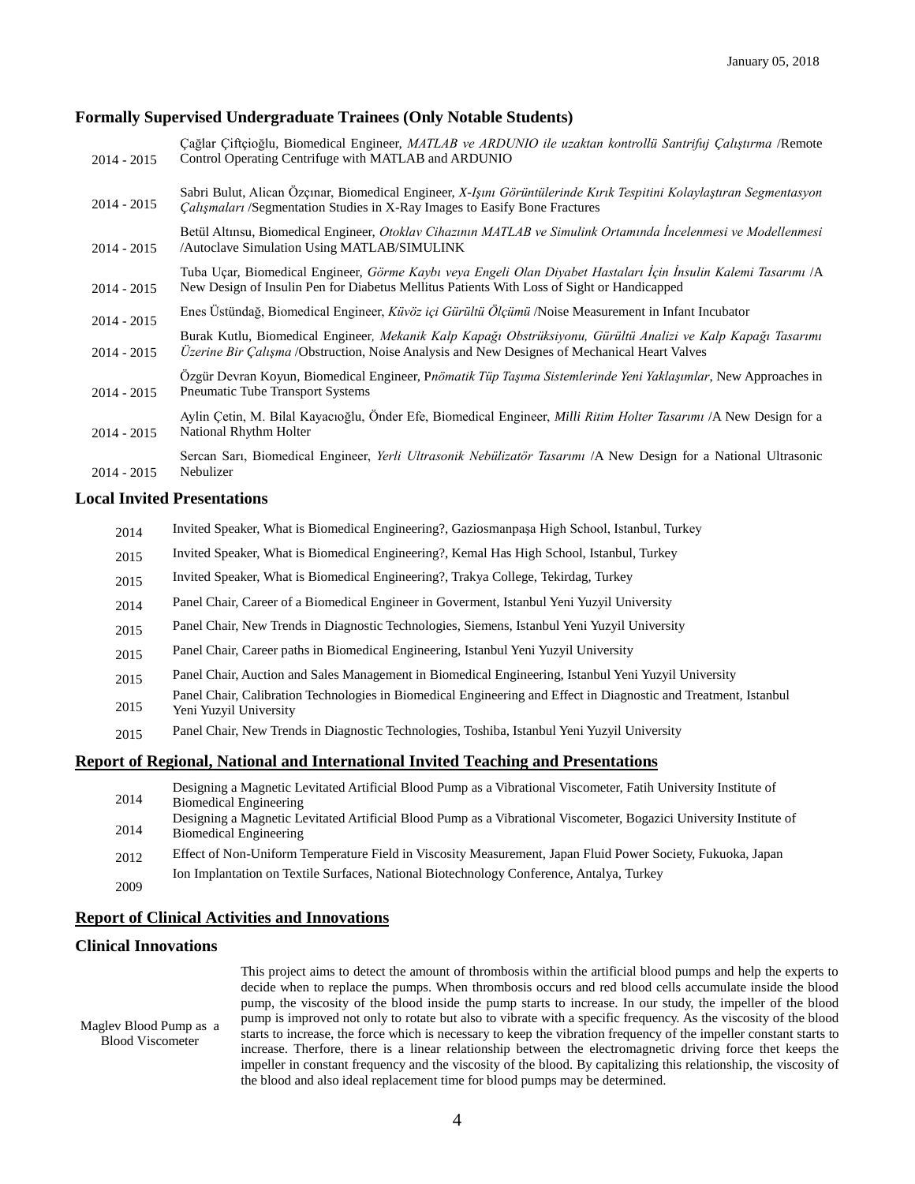January 05, 2018

### Formally Supervised Undergraduate Trainees (Only Notable Students)

| | |
|---|---|
| 2014 - 2015 | Çağlar Çiftçioğlu, Biomedical Engineer, *MATLAB ve ARDUNIO ile uzaktan kontrollü Santrifuj Çalıştırma* /Remote Control Operating Centrifuge with MATLAB and ARDUNIO |
| 2014 - 2015 | Sabri Bulut, Alican Özçınar, Biomedical Engineer, *X-Işını Görüntülerinde Kırık Tespitini Kolaylaştıran Segmentasyon Çalışmaları* /Segmentation Studies in X-Ray Images to Easify Bone Fractures |
| 2014 - 2015 | Betül Altınsu, Biomedical Engineer, *Otoklav Cihazının MATLAB ve Simulink Ortamında İncelenmesi ve Modellenmesi* /Autoclave Simulation Using MATLAB/SIMULINK |
| 2014 - 2015 | Tuba Uçar, Biomedical Engineer, *Görme Kaybı veya Engeli Olan Diyabet Hastaları İçin İnsulin Kalemi Tasarımı* /A New Design of Insulin Pen for Diabetus Mellitus Patients With Loss of Sight or Handicapped |
| 2014 - 2015 | Enes Üstündağ, Biomedical Engineer, *Küvöz içi Gürültü Ölçümü* /Noise Measurement in Infant Incubator |
| 2014 - 2015 | Burak Kutlu, Biomedical Engineer*, Mekanik Kalp Kapağı Obstrüksiyonu, Gürültü Analizi ve Kalp Kapağı Tasarımı Üzerine Bir Çalışma* /Obstruction, Noise Analysis and New Designes of Mechanical Heart Valves |
| 2014 - 2015 | Özgür Devran Koyun, Biomedical Engineer, P*nömatik Tüp Taşıma Sistemlerinde Yeni Yaklaşımlar*, New Approaches in Pneumatic Tube Transport Systems |
| 2014 - 2015 | Aylin Çetin, M. Bilal Kayacıoğlu, Önder Efe, Biomedical Engineer, *Milli Ritim Holter Tasarımı* /A New Design for a National Rhythm Holter |
| 2014 - 2015 | Sercan Sarı, Biomedical Engineer, *Yerli Ultrasonik Nebülizatör Tasarımı* /A New Design for a National Ultrasonic Nebulizer |

### Local Invited Presentations

| | |
|---|---|
| 2014 | Invited Speaker, What is Biomedical Engineering?, Gaziosmanpaşa High School, Istanbul, Turkey |
| 2015 | Invited Speaker, What is Biomedical Engineering?, Kemal Has High School, Istanbul, Turkey |
| 2015 | Invited Speaker, What is Biomedical Engineering?, Trakya College, Tekirdag, Turkey |
| 2014 | Panel Chair, Career of a Biomedical Engineer in Goverment, Istanbul Yeni Yuzyil University |
| 2015 | Panel Chair, New Trends in Diagnostic Technologies, Siemens, Istanbul Yeni Yuzyil University |
| 2015 | Panel Chair, Career paths in Biomedical Engineering, Istanbul Yeni Yuzyil University |
| 2015 | Panel Chair, Auction and Sales Management in Biomedical Engineering, Istanbul Yeni Yuzyil University |
| 2015 | Panel Chair, Calibration Technologies in Biomedical Engineering and Effect in Diagnostic and Treatment, Istanbul Yeni Yuzyil University |
| 2015 | Panel Chair, New Trends in Diagnostic Technologies, Toshiba, Istanbul Yeni Yuzyil University |

### Report of Regional, National and International Invited Teaching and Presentations

| | |
|---|---|
| 2014 | Designing a Magnetic Levitated Artificial Blood Pump as a Vibrational Viscometer, Fatih University Institute of Biomedical Engineering |
| 2014 | Designing a Magnetic Levitated Artificial Blood Pump as a Vibrational Viscometer, Bogazici University Institute of Biomedical Engineering |
| 2012 | Effect of Non-Uniform Temperature Field in Viscosity Measurement, Japan Fluid Power Society, Fukuoka, Japan |
| 2009 | Ion Implantation on Textile Surfaces, National Biotechnology Conference, Antalya, Turkey |

### Report of Clinical Activities and Innovations

### Clinical Innovations

| | |
|---|---|
| Maglev Blood Pump as a Blood Viscometer | This project aims to detect the amount of thrombosis within the artificial blood pumps and help the experts to decide when to replace the pumps. When thrombosis occurs and red blood cells accumulate inside the blood pump, the viscosity of the blood inside the pump starts to increase. In our study, the impeller of the blood pump is improved not only to rotate but also to vibrate with a specific frequency. As the viscosity of the blood starts to increase, the force which is necessary to keep the vibration frequency of the impeller constant starts to increase. Therfore, there is a linear relationship between the electromagnetic driving force thet keeps the impeller in constant frequency and the viscosity of the blood. By capitalizing this relationship, the viscosity of the blood and also ideal replacement time for blood pumps may be determined. |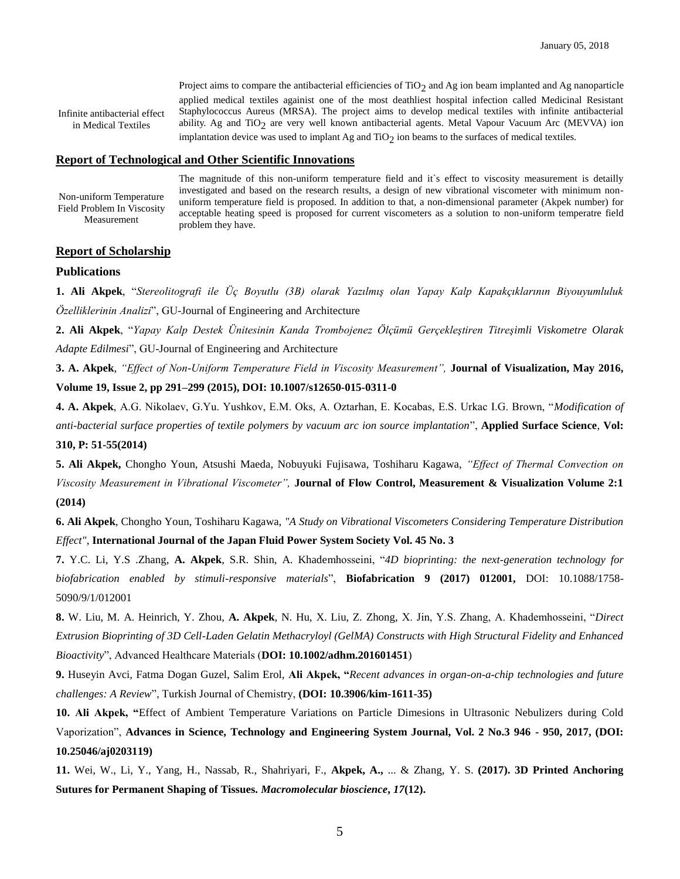| | |
|---|---|
| Infinite antibacterial effect in Medical Textiles | Project aims to compare the antibacterial efficiencies of $TiO_2$ and Ag ion beam implanted and Ag nanoparticle applied medical textiles againist one of the most deathliest hospital infection called Medicinal Resistant Staphylococcus Aureus (MRSA). The project aims to develop medical textiles with infinite antibacterial ability. Ag and $TiO_2$ are very well known antibacterial agents. Metal Vapour Vacuum Arc (MEVVA) ion implantation device was used to implant Ag and $TiO_2$ ion beams to the surfaces of medical textiles. |

## Report of Technological and Other Scientific Innovations

| | |
|---|---|
| Non-uniform Temperature Field Problem In Viscosity Measurement | The magnitude of this non-uniform temperature field and it`s effect to viscosity measurement is detailly investigated and based on the research results, a design of new vibrational viscometer with minimum non-uniform temperature field is proposed. In addition to that, a non-dimensional parameter (Akpek number) for acceptable heating speed is proposed for current viscometers as a solution to non-uniform temperatre field problem they have. |

## Report of Scholarship

### Publications

**1. Ali Akpek**, "*Stereolitografi ile Üç Boyutlu (3B) olarak Yazılmış olan Yapay Kalp Kapakçıklarının Biyouyumluluk Özelliklerinin Analizi*", GU-Journal of Engineering and Architecture

**2. Ali Akpek**, "*Yapay Kalp Destek Ünitesinin Kanda Trombojenez Ölçümü Gerçekleştiren Titreşimli Viskometre Olarak Adapte Edilmesi*", GU-Journal of Engineering and Architecture

**3. A. Akpek**, *"Effect of Non-Uniform Temperature Field in Viscosity Measurement",* **Journal of Visualization, May 2016, Volume 19, Issue 2, pp 291–299 (2015), DOI: 10.1007/s12650-015-0311-0**

**4. A. Akpek**, A.G. Nikolaev, G.Yu. Yushkov, E.M. Oks, A. Oztarhan, E. Kocabas, E.S. Urkac I.G. Brown, "*Modification of anti-bacterial surface properties of textile polymers by vacuum arc ion source implantation*", **Applied Surface Science**, **Vol: 310, P: 51-55(2014)**

**5. Ali Akpek,** Chongho Youn, Atsushi Maeda, Nobuyuki Fujisawa, Toshiharu Kagawa, *"Effect of Thermal Convection on Viscosity Measurement in Vibrational Viscometer",* **Journal of Flow Control, Measurement & Visualization Volume 2:1 (2014)**

**6. Ali Akpek**, Chongho Youn, Toshiharu Kagawa, *"A Study on Vibrational Viscometers Considering Temperature Distribution Effect"*, **International Journal of the Japan Fluid Power System Society Vol. 45 No. 3**

**7.** Y.C. Li, Y.S .Zhang, **A. Akpek**, S.R. Shin, A. Khademhosseini, "*4D bioprinting: the next-generation technology for biofabrication enabled by stimuli-responsive materials*", **Biofabrication 9 (2017) 012001,** DOI: 10.1088/1758-5090/9/1/012001

**8.** W. Liu, M. A. Heinrich, Y. Zhou, **A. Akpek**, N. Hu, X. Liu, Z. Zhong, X. Jin, Y.S. Zhang, A. Khademhosseini, "*Direct Extrusion Bioprinting of 3D Cell-Laden Gelatin Methacryloyl (GelMA) Constructs with High Structural Fidelity and Enhanced Bioactivity*", Advanced Healthcare Materials (**DOI: 10.1002/adhm.201601451**)

**9.** Huseyin Avci, Fatma Dogan Guzel, Salim Erol, **Ali Akpek, "***Recent advances in organ-on-a-chip technologies and future challenges: A Review*", Turkish Journal of Chemistry, **(DOI: 10.3906/kim-1611-35)**

**10. Ali Akpek, "**Effect of Ambient Temperature Variations on Particle Dimesions in Ultrasonic Nebulizers during Cold Vaporization", **Advances in Science, Technology and Engineering System Journal, Vol. 2 No.3 946 - 950, 2017, (DOI: 10.25046/aj0203119)**

**11.** Wei, W., Li, Y., Yang, H., Nassab, R., Shahriyari, F., **Akpek, A.,** ... & Zhang, Y. S. **(2017). 3D Printed Anchoring Sutures for Permanent Shaping of Tissues.** ***Macromolecular bioscience*, *17*(12).**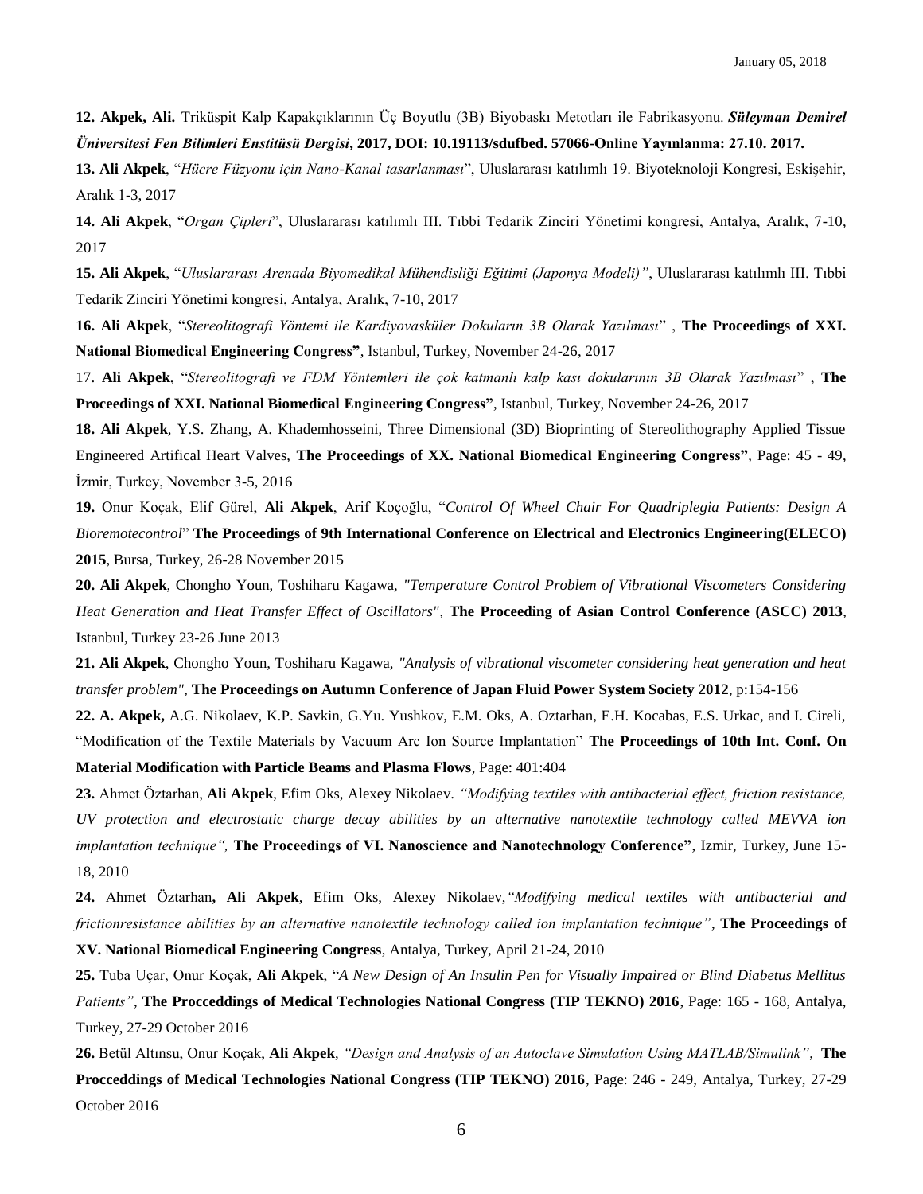**12. Akpek, Ali.** Triküspit Kalp Kapakçıklarının Üç Boyutlu (3B) Biyobaskı Metotları ile Fabrikasyonu. ***Süleyman Demirel Üniversitesi Fen Bilimleri Enstitüsü Dergisi*, 2017, DOI: 10.19113/sdufbed. 57066-Online Yayınlanma: 27.10. 2017.**

**13. Ali Akpek**, "*Hücre Füzyonu için Nano-Kanal tasarlanması*", Uluslararası katılımlı 19. Biyoteknoloji Kongresi, Eskişehir, Aralık 1-3, 2017

**14. Ali Akpek**, "*Organ Çipleri*", Uluslararası katılımlı III. Tıbbi Tedarik Zinciri Yönetimi kongresi, Antalya, Aralık, 7-10, 2017

**15. Ali Akpek**, "*Uluslararası Arenada Biyomedikal Mühendisliği Eğitimi (Japonya Modeli)"*, Uluslararası katılımlı III. Tıbbi Tedarik Zinciri Yönetimi kongresi, Antalya, Aralık, 7-10, 2017

**16. Ali Akpek**, "*Stereolitografi Yöntemi ile Kardiyovasküler Dokuların 3B Olarak Yazılması*" , **The Proceedings of XXI. National Biomedical Engineering Congress"**, Istanbul, Turkey, November 24-26, 2017

17. **Ali Akpek**, "*Stereolitografi ve FDM Yöntemleri ile çok katmanlı kalp kası dokularının 3B Olarak Yazılması*" , **The Proceedings of XXI. National Biomedical Engineering Congress"**, Istanbul, Turkey, November 24-26, 2017

**18. Ali Akpek**, Y.S. Zhang, A. Khademhosseini, Three Dimensional (3D) Bioprinting of Stereolithography Applied Tissue Engineered Artifical Heart Valves, **The Proceedings of XX. National Biomedical Engineering Congress"**, Page: 45 - 49, İzmir, Turkey, November 3-5, 2016

**19.** Onur Koçak, Elif Gürel, **Ali Akpek**, Arif Koçoğlu, "*Control Of Wheel Chair For Quadriplegia Patients: Design A Bioremotecontrol*" **The Proceedings of 9th International Conference on Electrical and Electronics Engineering(ELECO) 2015**, Bursa, Turkey, 26-28 November 2015

**20. Ali Akpek**, Chongho Youn, Toshiharu Kagawa, *"Temperature Control Problem of Vibrational Viscometers Considering Heat Generation and Heat Transfer Effect of Oscillators"*, **The Proceeding of Asian Control Conference (ASCC) 2013**, Istanbul, Turkey 23-26 June 2013

**21. Ali Akpek**, Chongho Youn, Toshiharu Kagawa, *"Analysis of vibrational viscometer considering heat generation and heat transfer problem"*, **The Proceedings on Autumn Conference of Japan Fluid Power System Society 2012**, p:154-156

**22. A. Akpek,** A.G. Nikolaev, K.P. Savkin, G.Yu. Yushkov, E.M. Oks, A. Oztarhan, E.H. Kocabas, E.S. Urkac, and I. Cireli, "Modification of the Textile Materials by Vacuum Arc Ion Source Implantation" **The Proceedings of 10th Int. Conf. On Material Modification with Particle Beams and Plasma Flows**, Page: 401:404

**23.** Ahmet Öztarhan, **Ali Akpek**, Efim Oks, Alexey Nikolaev. *"Modifying textiles with antibacterial effect, friction resistance, UV protection and electrostatic charge decay abilities by an alternative nanotextile technology called MEVVA ion implantation technique",* **The Proceedings of VI. Nanoscience and Nanotechnology Conference"**, Izmir, Turkey, June 15-18, 2010

**24.** Ahmet Öztarhan**, Ali Akpek**, Efim Oks, Alexey Nikolaev,*"Modifying medical textiles with antibacterial and frictionresistance abilities by an alternative nanotextile technology called ion implantation technique"*, **The Proceedings of XV. National Biomedical Engineering Congress**, Antalya, Turkey, April 21-24, 2010

**25.** Tuba Uçar, Onur Koçak, **Ali Akpek**, "*A New Design of An Insulin Pen for Visually Impaired or Blind Diabetus Mellitus Patients"*, **The Procceddings of Medical Technologies National Congress (TIP TEKNO) 2016**, Page: 165 - 168, Antalya, Turkey, 27-29 October 2016

**26.** Betül Altınsu, Onur Koçak, **Ali Akpek**, *"Design and Analysis of an Autoclave Simulation Using MATLAB/Simulink"*, **The Procceddings of Medical Technologies National Congress (TIP TEKNO) 2016**, Page: 246 - 249, Antalya, Turkey, 27-29 October 2016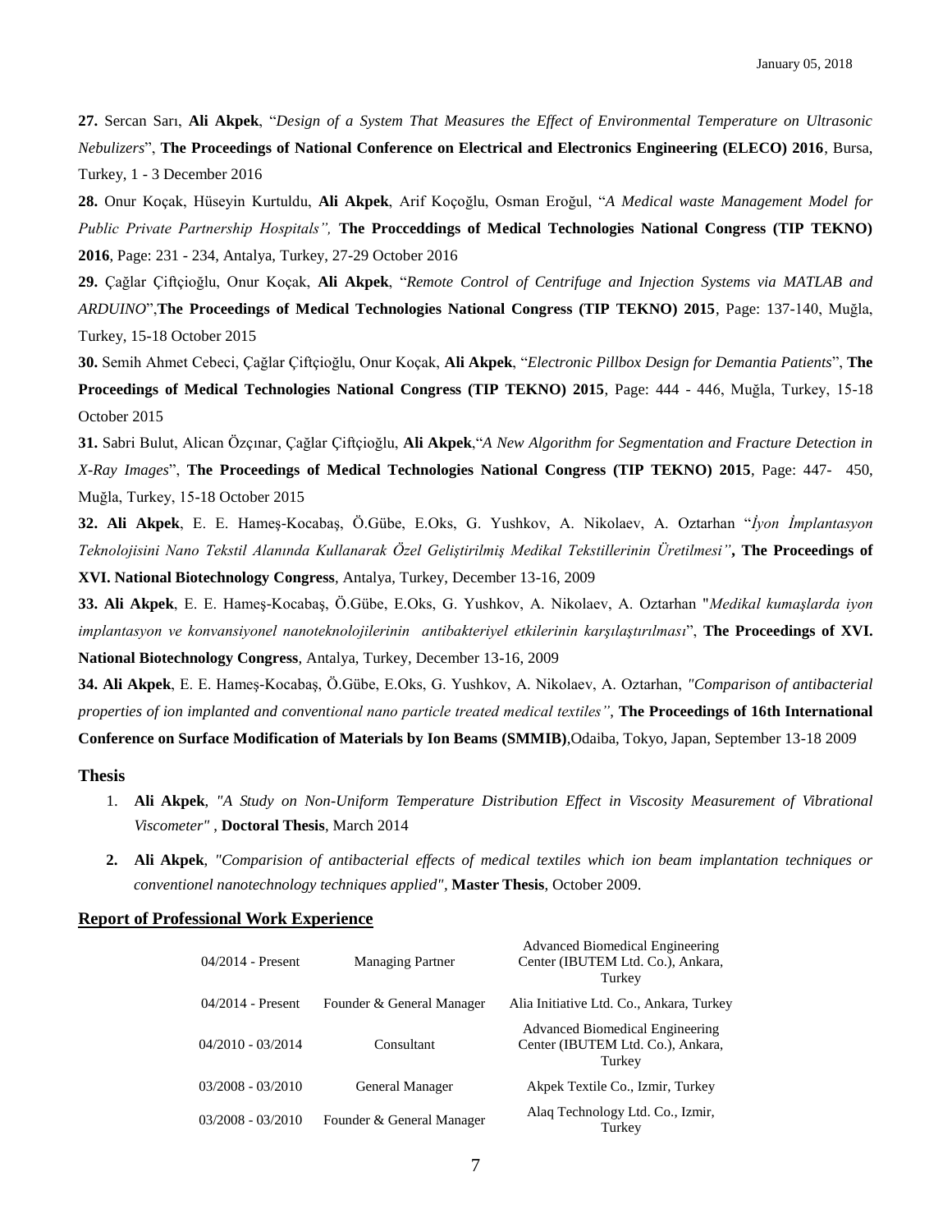**27.** Sercan Sarı, **Ali Akpek**, "*Design of a System That Measures the Effect of Environmental Temperature on Ultrasonic Nebulizers*", **The Proceedings of National Conference on Electrical and Electronics Engineering (ELECO) 2016**, Bursa, Turkey, 1 - 3 December 2016

**28.** Onur Koçak, Hüseyin Kurtuldu, **Ali Akpek**, Arif Koçoğlu, Osman Eroğul, "*A Medical waste Management Model for Public Private Partnership Hospitals",* **The Procceddings of Medical Technologies National Congress (TIP TEKNO) 2016**, Page: 231 - 234, Antalya, Turkey, 27-29 October 2016

**29.** Çağlar Çiftçioğlu, Onur Koçak, **Ali Akpek**, "*Remote Control of Centrifuge and Injection Systems via MATLAB and ARDUINO*",**The Proceedings of Medical Technologies National Congress (TIP TEKNO) 2015**, Page: 137-140, Muğla, Turkey, 15-18 October 2015

**30.** Semih Ahmet Cebeci, Çağlar Çiftçioğlu, Onur Koçak, **Ali Akpek**, "*Electronic Pillbox Design for Demantia Patients*", **The Proceedings of Medical Technologies National Congress (TIP TEKNO) 2015**, Page: 444 - 446, Muğla, Turkey, 15-18 October 2015

**31.** Sabri Bulut, Alican Özçınar, Çağlar Çiftçioğlu, **Ali Akpek**,"*A New Algorithm for Segmentation and Fracture Detection in X-Ray Images*", **The Proceedings of Medical Technologies National Congress (TIP TEKNO) 2015**, Page: 447- 450, Muğla, Turkey, 15-18 October 2015

**32. Ali Akpek**, E. E. Hameş-Kocabaş, Ö.Gübe, E.Oks, G. Yushkov, A. Nikolaev, A. Oztarhan "*İyon İmplantasyon Teknolojisini Nano Tekstil Alanında Kullanarak Özel Geliştirilmiş Medikal Tekstillerinin Üretilmesi"***, The Proceedings of XVI. National Biotechnology Congress**, Antalya, Turkey, December 13-16, 2009

**33. Ali Akpek**, E. E. Hameş-Kocabaş, Ö.Gübe, E.Oks, G. Yushkov, A. Nikolaev, A. Oztarhan "*Medikal kumaşlarda iyon implantasyon ve konvansiyonel nanoteknolojilerinin antibakteriyel etkilerinin karşılaştırılması*", **The Proceedings of XVI. National Biotechnology Congress**, Antalya, Turkey, December 13-16, 2009

**34. Ali Akpek**, E. E. Hameş-Kocabaş, Ö.Gübe, E.Oks, G. Yushkov, A. Nikolaev, A. Oztarhan, *"Comparison of antibacterial properties of ion implanted and conventional nano particle treated medical textiles"*, **The Proceedings of 16th International Conference on Surface Modification of Materials by Ion Beams (SMMIB)**,Odaiba, Tokyo, Japan, September 13-18 2009

### Thesis

1. **Ali Akpek**, *"A Study on Non-Uniform Temperature Distribution Effect in Viscosity Measurement of Vibrational Viscometer"* , **Doctoral Thesis**, March 2014
2. **Ali Akpek**, *"Comparision of antibacterial effects of medical textiles which ion beam implantation techniques or conventionel nanotechnology techniques applied"*, **Master Thesis**, October 2009.

### Report of Professional Work Experience

| | | |
|---|---|---|
| 04/2014 - Present | Managing Partner | Advanced Biomedical Engineering Center (IBUTEM Ltd. Co.), Ankara, Turkey |
| 04/2014 - Present | Founder & General Manager | Alia Initiative Ltd. Co., Ankara, Turkey |
| 04/2010 - 03/2014 | Consultant | Advanced Biomedical Engineering Center (IBUTEM Ltd. Co.), Ankara, Turkey |
| 03/2008 - 03/2010 | General Manager | Akpek Textile Co., Izmir, Turkey |
| 03/2008 - 03/2010 | Founder & General Manager | Alaq Technology Ltd. Co., Izmir, Turkey |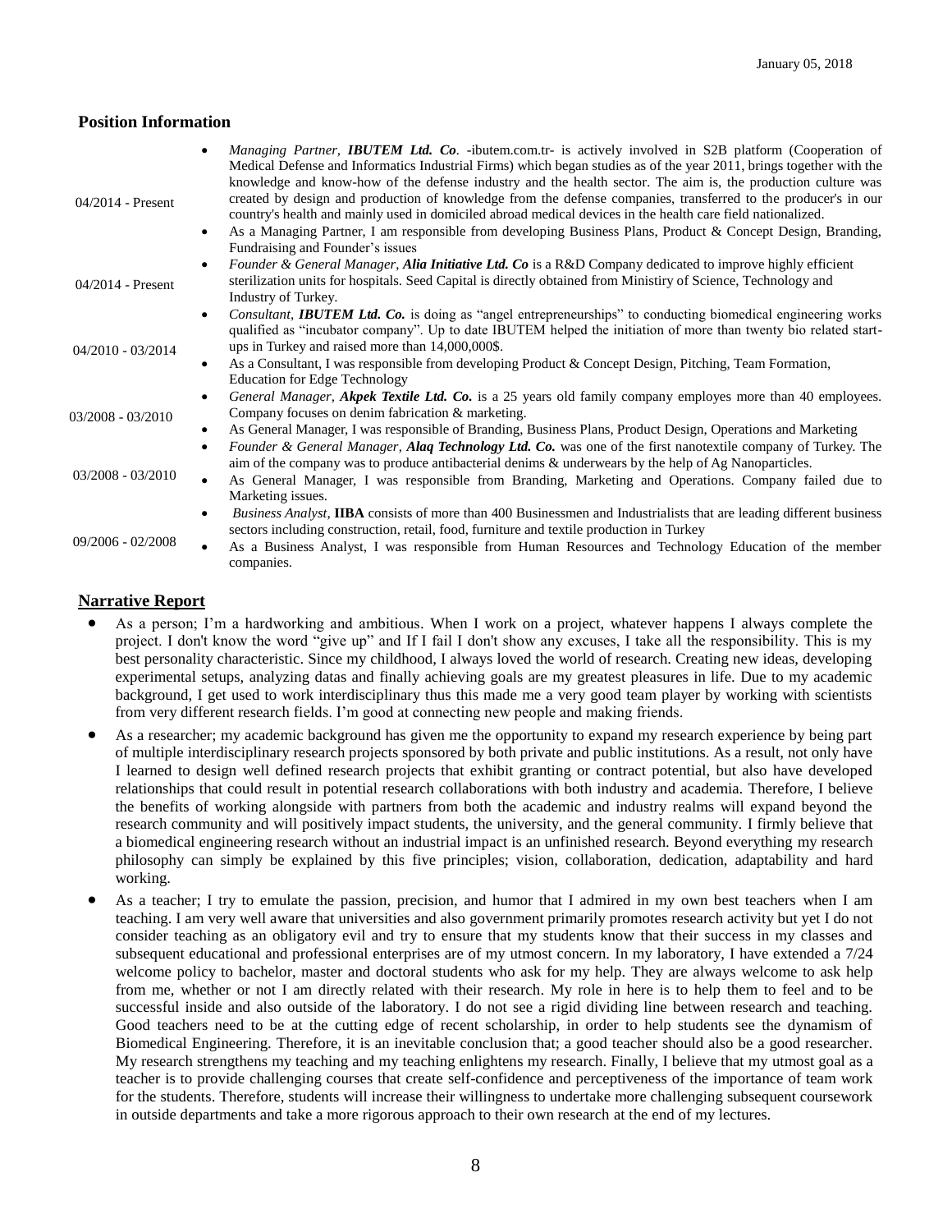January 05, 2018

### Position Information

| | |
|---|---|
| 04/2014 - Present | • *Managing Partner, **IBUTEM Ltd. Co**.* -ibutem.com.tr- is actively involved in S2B platform (Cooperation of Medical Defense and Informatics Industrial Firms) which began studies as of the year 2011, brings together with the knowledge and know-how of the defense industry and the health sector. The aim is, the production culture was created by design and production of knowledge from the defense companies, transferred to the producer's in our country's health and mainly used in domiciled abroad medical devices in the health care field nationalized.<br>• As a Managing Partner, I am responsible from developing Business Plans, Product & Concept Design, Branding, Fundraising and Founder's issues |
| 04/2014 - Present | • *Founder & General Manager, **Alia Initiative Ltd. Co*** is a R&D Company dedicated to improve highly efficient sterilization units for hospitals. Seed Capital is directly obtained from Ministiry of Science, Technology and Industry of Turkey. |
| 04/2010 - 03/2014 | • *Consultant, **IBUTEM Ltd. Co.*** is doing as "angel entrepreneurships" to conducting biomedical engineering works qualified as "incubator company". Up to date IBUTEM helped the initiation of more than twenty bio related start-ups in Turkey and raised more than 14,000,000$.<br>• As a Consultant, I was responsible from developing Product & Concept Design, Pitching, Team Formation, Education for Edge Technology |
| 03/2008 - 03/2010 | • *General Manager, **Akpek Textile Ltd. Co.*** is a 25 years old family company employes more than 40 employees. Company focuses on denim fabrication & marketing.<br>• As General Manager, I was responsible of Branding, Business Plans, Product Design, Operations and Marketing |
| 03/2008 - 03/2010 | • *Founder & General Manager, **Alaq Technology Ltd. Co.*** was one of the first nanotextile company of Turkey. The aim of the company was to produce antibacterial denims & underwears by the help of Ag Nanoparticles.<br>• As General Manager, I was responsible from Branding, Marketing and Operations. Company failed due to Marketing issues. |
| 09/2006 - 02/2008 | • *Business Analyst,* **IIBA** consists of more than 400 Businessmen and Industrialists that are leading different business sectors including construction, retail, food, furniture and textile production in Turkey<br>• As a Business Analyst, I was responsible from Human Resources and Technology Education of the member companies. |

### Narrative Report

- As a person; I'm a hardworking and ambitious. When I work on a project, whatever happens I always complete the project. I don't know the word "give up" and If I fail I don't show any excuses, I take all the responsibility. This is my best personality characteristic. Since my childhood, I always loved the world of research. Creating new ideas, developing experimental setups, analyzing datas and finally achieving goals are my greatest pleasures in life. Due to my academic background, I get used to work interdisciplinary thus this made me a very good team player by working with scientists from very different research fields. I'm good at connecting new people and making friends.
- As a researcher; my academic background has given me the opportunity to expand my research experience by being part of multiple interdisciplinary research projects sponsored by both private and public institutions. As a result, not only have I learned to design well defined research projects that exhibit granting or contract potential, but also have developed relationships that could result in potential research collaborations with both industry and academia. Therefore, I believe the benefits of working alongside with partners from both the academic and industry realms will expand beyond the research community and will positively impact students, the university, and the general community. I firmly believe that a biomedical engineering research without an industrial impact is an unfinished research. Beyond everything my research philosophy can simply be explained by this five principles; vision, collaboration, dedication, adaptability and hard working.
- As a teacher; I try to emulate the passion, precision, and humor that I admired in my own best teachers when I am teaching. I am very well aware that universities and also government primarily promotes research activity but yet I do not consider teaching as an obligatory evil and try to ensure that my students know that their success in my classes and subsequent educational and professional enterprises are of my utmost concern. In my laboratory, I have extended a 7/24 welcome policy to bachelor, master and doctoral students who ask for my help. They are always welcome to ask help from me, whether or not I am directly related with their research. My role in here is to help them to feel and to be successful inside and also outside of the laboratory. I do not see a rigid dividing line between research and teaching. Good teachers need to be at the cutting edge of recent scholarship, in order to help students see the dynamism of Biomedical Engineering. Therefore, it is an inevitable conclusion that; a good teacher should also be a good researcher. My research strengthens my teaching and my teaching enlightens my research. Finally, I believe that my utmost goal as a teacher is to provide challenging courses that create self-confidence and perceptiveness of the importance of team work for the students. Therefore, students will increase their willingness to undertake more challenging subsequent coursework in outside departments and take a more rigorous approach to their own research at the end of my lectures.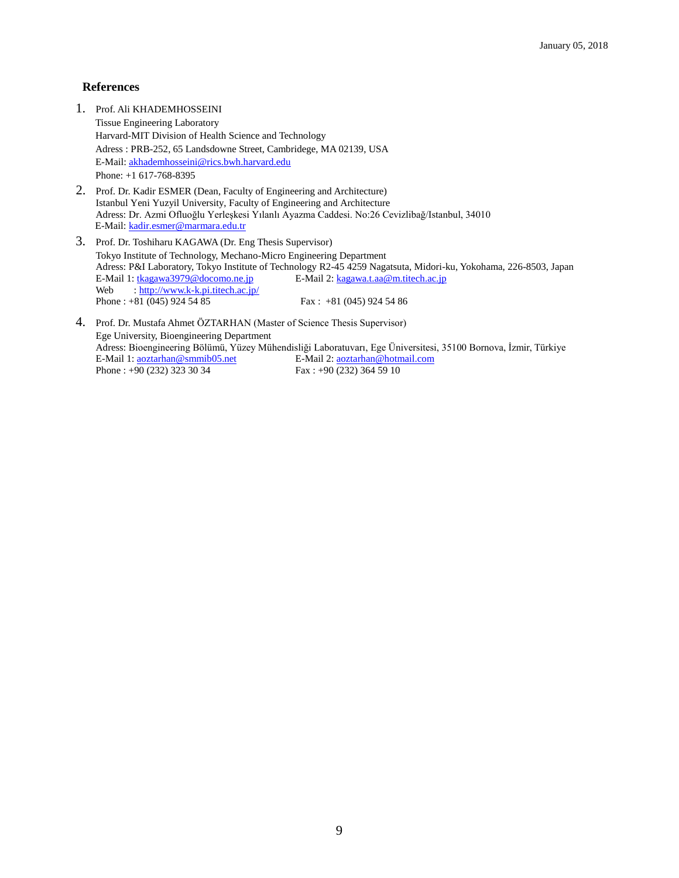January 05, 2018

## References

1. Prof. Ali KHADEMHOSSEINI
   Tissue Engineering Laboratory
   Harvard-MIT Division of Health Science and Technology
   Adress : PRB-252, 65 Landsdowne Street, Cambridege, MA 02139, USA
   E-Mail: akhademhosseini@rics.bwh.harvard.edu
   Phone: +1 617-768-8395

2. Prof. Dr. Kadir ESMER (Dean, Faculty of Engineering and Architecture)
   Istanbul Yeni Yuzyil University, Faculty of Engineering and Architecture
   Adress: Dr. Azmi Ofluoğlu Yerleşkesi Yılanlı Ayazma Caddesi. No:26 Cevizlibağ/Istanbul, 34010
   E-Mail: kadir.esmer@marmara.edu.tr

3. Prof. Dr. Toshiharu KAGAWA (Dr. Eng Thesis Supervisor)
   Tokyo Institute of Technology, Mechano-Micro Engineering Department
   Adress: P&I Laboratory, Tokyo Institute of Technology R2-45 4259 Nagatsuta, Midori-ku, Yokohama, 226-8503, Japan
   E-Mail 1: tkagawa3979@docomo.ne.jp E-Mail 2: kagawa.t.aa@m.titech.ac.jp
   Web : http://www.k-k.pi.titech.ac.jp/
   Phone : +81 (045) 924 54 85 Fax : +81 (045) 924 54 86

4. Prof. Dr. Mustafa Ahmet ÖZTARHAN (Master of Science Thesis Supervisor)
   Ege University, Bioengineering Department
   Adress: Bioengineering Bölümü, Yüzey Mühendisliği Laboratuvarı, Ege Üniversitesi, 35100 Bornova, İzmir, Türkiye
   E-Mail 1: aoztarhan@smmib05.net E-Mail 2: aoztarhan@hotmail.com
   Phone : +90 (232) 323 30 34 Fax : +90 (232) 364 59 10